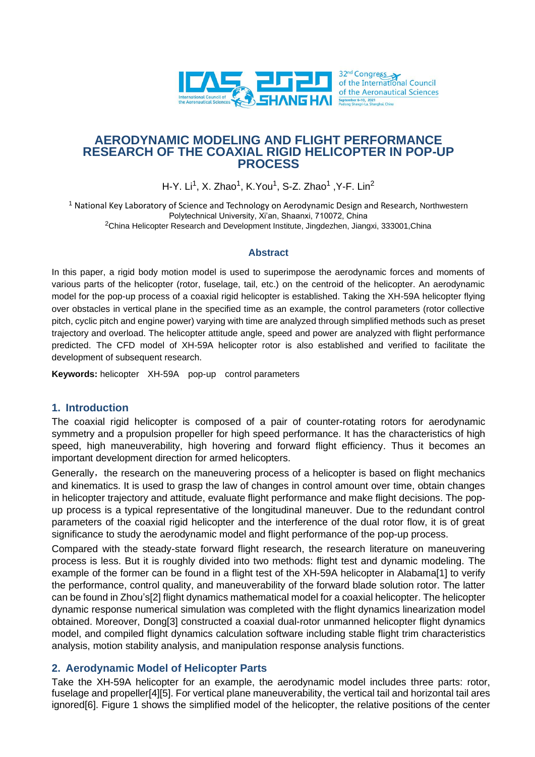# AERODYNAMIC MODELING AND FLIGHT PERFORMANCE RESEARCH OF THE COAXIAL RIGID HELICOPTER IN POP-UP PROCESS

H-Y. Li[1], X. Zhao[1], K.You[1], S-Z. Zhao[1] ,Y-F. Lin[2]

[1] National Key Laboratory of Science and Technology on Aerodynamic Design and Research, Northwestern Polytechnical University, Xi'an, Shaanxi, 710072, China
[2]China Helicopter Research and Development Institute, Jingdezhen, Jiangxi, 333001,China

## Abstract

In this paper, a rigid body motion model is used to superimpose the aerodynamic forces and moments of various parts of the helicopter (rotor, fuselage, tail, etc.) on the centroid of the helicopter. An aerodynamic model for the pop-up process of a coaxial rigid helicopter is established. Taking the XH-59A helicopter flying over obstacles in vertical plane in the specified time as an example, the control parameters (rotor collective pitch, cyclic pitch and engine power) varying with time are analyzed through simplified methods such as preset trajectory and overload. The helicopter attitude angle, speed and power are analyzed with flight performance predicted. The CFD model of XH-59A helicopter rotor is also established and verified to facilitate the development of subsequent research.

**Keywords:** helicopter XH-59A pop-up control parameters

## 1. Introduction

The coaxial rigid helicopter is composed of a pair of counter-rotating rotors for aerodynamic symmetry and a propulsion propeller for high speed performance. It has the characteristics of high speed, high maneuverability, high hovering and forward flight efficiency. Thus it becomes an important development direction for armed helicopters.

Generally, the research on the maneuvering process of a helicopter is based on flight mechanics and kinematics. It is used to grasp the law of changes in control amount over time, obtain changes in helicopter trajectory and attitude, evaluate flight performance and make flight decisions. The pop-up process is a typical representative of the longitudinal maneuver. Due to the redundant control parameters of the coaxial rigid helicopter and the interference of the dual rotor flow, it is of great significance to study the aerodynamic model and flight performance of the pop-up process.

Compared with the steady-state forward flight research, the research literature on maneuvering process is less. But it is roughly divided into two methods: flight test and dynamic modeling. The example of the former can be found in a flight test of the XH-59A helicopter in Alabama[1] to verify the performance, control quality, and maneuverability of the forward blade solution rotor. The latter can be found in Zhou's[2] flight dynamics mathematical model for a coaxial helicopter. The helicopter dynamic response numerical simulation was completed with the flight dynamics linearization model obtained. Moreover, Dong[3] constructed a coaxial dual-rotor unmanned helicopter flight dynamics model, and compiled flight dynamics calculation software including stable flight trim characteristics analysis, motion stability analysis, and manipulation response analysis functions.

## 2. Aerodynamic Model of Helicopter Parts

Take the XH-59A helicopter for an example, the aerodynamic model includes three parts: rotor, fuselage and propeller[4][5]. For vertical plane maneuverability, the vertical tail and horizontal tail ares ignored[6]. Figure 1 shows the simplified model of the helicopter, the relative positions of the center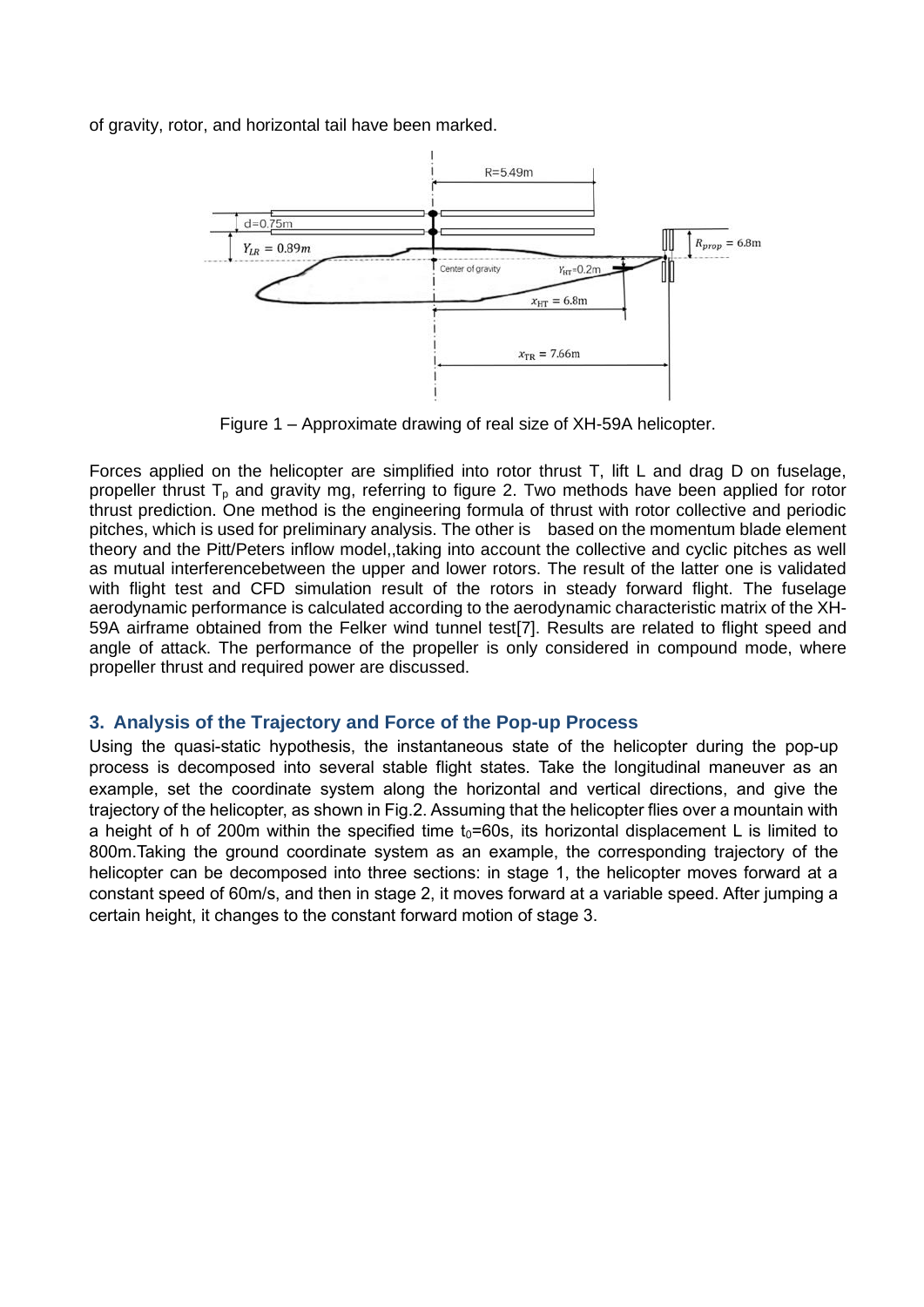of gravity, rotor, and horizontal tail have been marked.

Figure 1 – Approximate drawing of real size of XH-59A helicopter.

Forces applied on the helicopter are simplified into rotor thrust T, lift L and drag D on fuselage, propeller thrust $T_p$ and gravity mg, referring to figure 2. Two methods have been applied for rotor thrust prediction. One method is the engineering formula of thrust with rotor collective and periodic pitches, which is used for preliminary analysis. The other is based on the momentum blade element theory and the Pitt/Peters inflow model,,taking into account the collective and cyclic pitches as well as mutual interferencebetween the upper and lower rotors. The result of the latter one is validated with flight test and CFD simulation result of the rotors in steady forward flight. The fuselage aerodynamic performance is calculated according to the aerodynamic characteristic matrix of the XH-59A airframe obtained from the Felker wind tunnel test[7]. Results are related to flight speed and angle of attack. The performance of the propeller is only considered in compound mode, where propeller thrust and required power are discussed.

## 3. Analysis of the Trajectory and Force of the Pop-up Process

Using the quasi-static hypothesis, the instantaneous state of the helicopter during the pop-up process is decomposed into several stable flight states. Take the longitudinal maneuver as an example, set the coordinate system along the horizontal and vertical directions, and give the trajectory of the helicopter, as shown in Fig.2. Assuming that the helicopter flies over a mountain with a height of h of 200m within the specified time $t_0$=60s, its horizontal displacement L is limited to 800m.Taking the ground coordinate system as an example, the corresponding trajectory of the helicopter can be decomposed into three sections: in stage 1, the helicopter moves forward at a constant speed of 60m/s, and then in stage 2, it moves forward at a variable speed. After jumping a certain height, it changes to the constant forward motion of stage 3.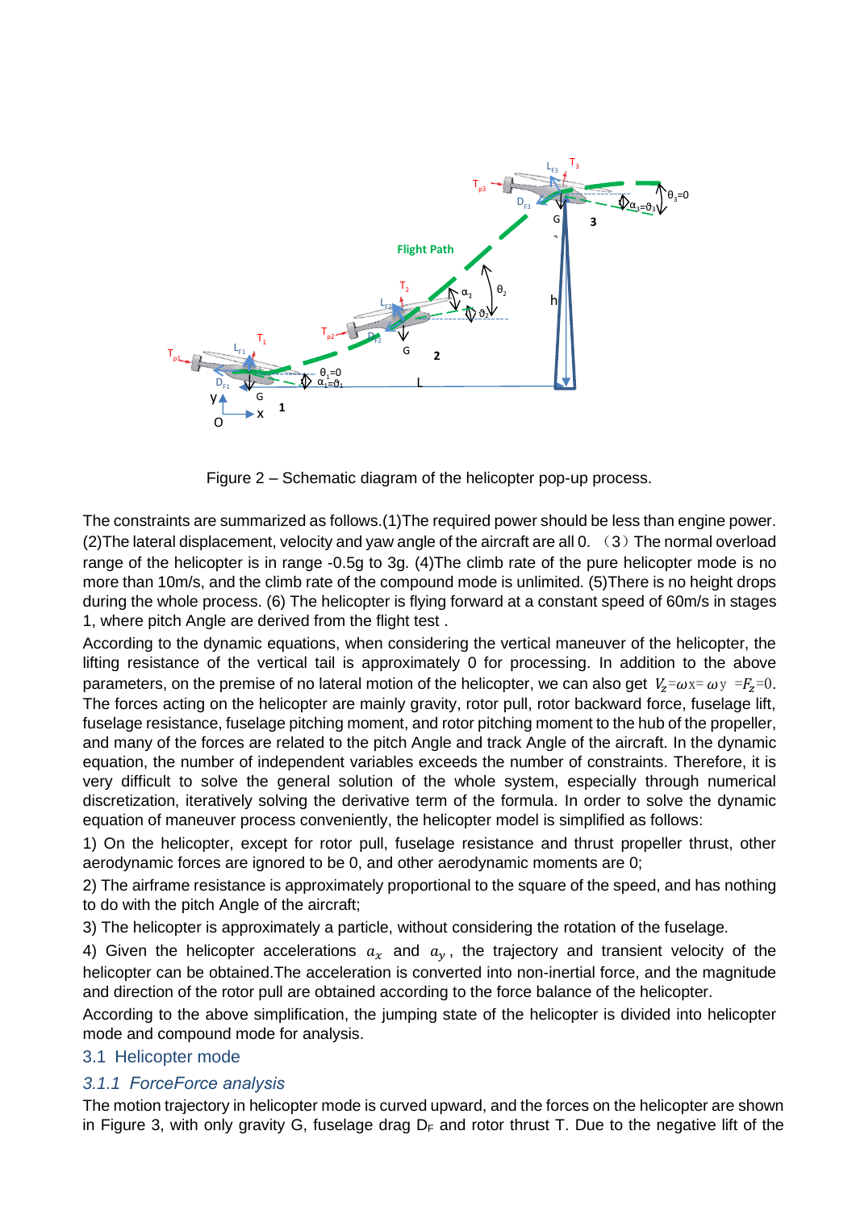Figure 2 – Schematic diagram of the helicopter pop-up process.

The constraints are summarized as follows.(1)The required power should be less than engine power.(2)The lateral displacement, velocity and yaw angle of the aircraft are all 0. （3）The normal overload range of the helicopter is in range -0.5g to 3g. (4)The climb rate of the pure helicopter mode is no more than 10m/s, and the climb rate of the compound mode is unlimited. (5)There is no height drops during the whole process. (6) The helicopter is flying forward at a constant speed of 60m/s in stages 1, where pitch Angle are derived from the flight test .

According to the dynamic equations, when considering the vertical maneuver of the helicopter, the lifting resistance of the vertical tail is approximately 0 for processing. In addition to the above parameters, on the premise of no lateral motion of the helicopter, we can also get $V_z=\omega x=\omega y=F_z=0$. The forces acting on the helicopter are mainly gravity, rotor pull, rotor backward force, fuselage lift, fuselage resistance, fuselage pitching moment, and rotor pitching moment to the hub of the propeller, and many of the forces are related to the pitch Angle and track Angle of the aircraft. In the dynamic equation, the number of independent variables exceeds the number of constraints. Therefore, it is very difficult to solve the general solution of the whole system, especially through numerical discretization, iteratively solving the derivative term of the formula. In order to solve the dynamic equation of maneuver process conveniently, the helicopter model is simplified as follows:

1) On the helicopter, except for rotor pull, fuselage resistance and thrust propeller thrust, other aerodynamic forces are ignored to be 0, and other aerodynamic moments are 0;

2) The airframe resistance is approximately proportional to the square of the speed, and has nothing to do with the pitch Angle of the aircraft;

3) The helicopter is approximately a particle, without considering the rotation of the fuselage.

4) Given the helicopter accelerations $a_x$ and $a_y$, the trajectory and transient velocity of the helicopter can be obtained.The acceleration is converted into non-inertial force, and the magnitude and direction of the rotor pull are obtained according to the force balance of the helicopter.

According to the above simplification, the jumping state of the helicopter is divided into helicopter mode and compound mode for analysis.

## 3.1 Helicopter mode

### *3.1.1 ForceForce analysis*

The motion trajectory in helicopter mode is curved upward, and the forces on the helicopter are shown in Figure 3, with only gravity G, fuselage drag $D_F$ and rotor thrust T. Due to the negative lift of the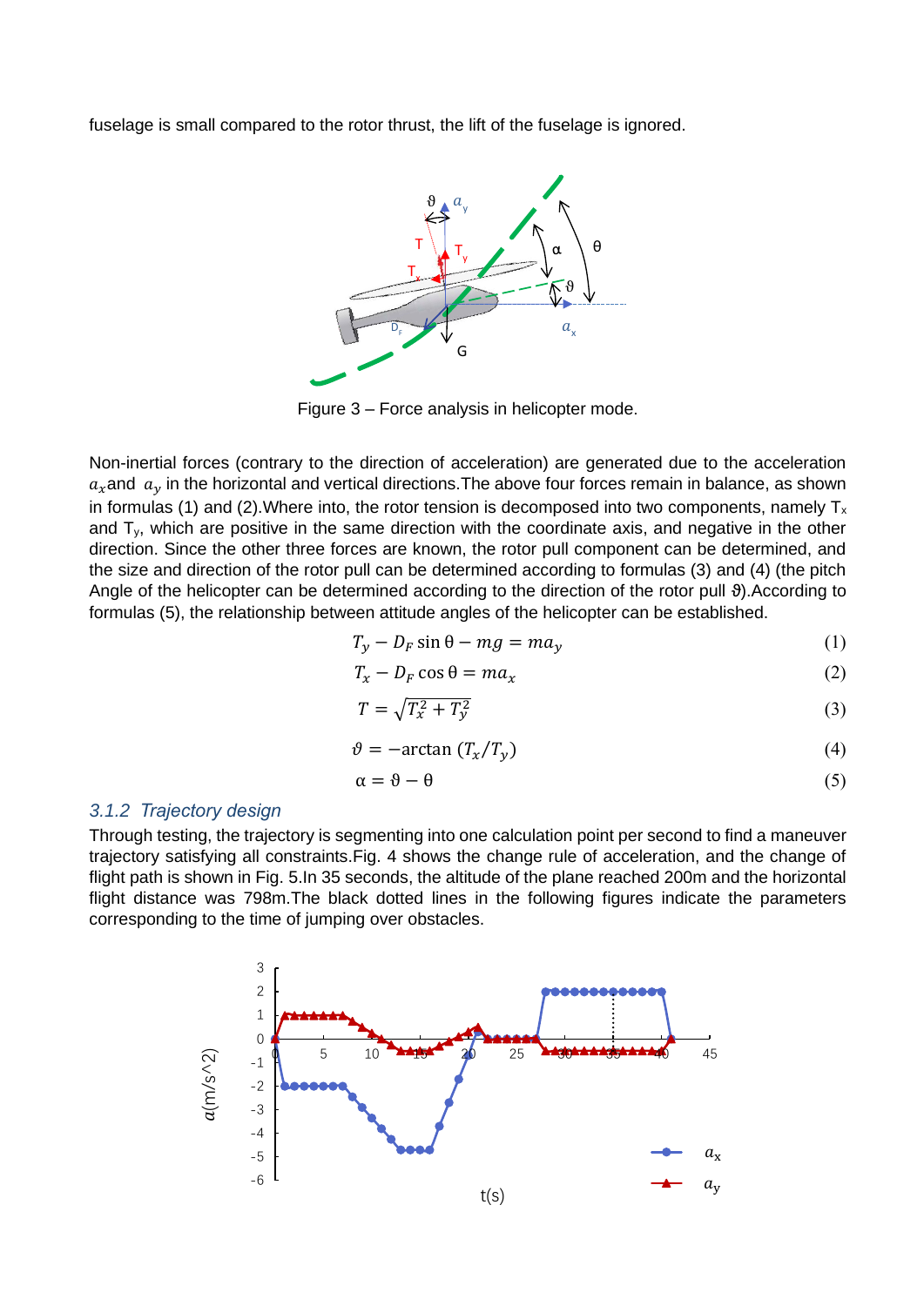fuselage is small compared to the rotor thrust, the lift of the fuselage is ignored.

Figure 3 – Force analysis in helicopter mode.

Non-inertial forces (contrary to the direction of acceleration) are generated due to the acceleration $a_x$and $a_y$ in the horizontal and vertical directions.The above four forces remain in balance, as shown in formulas (1) and (2).Where into, the rotor tension is decomposed into two components, namely $T_x$ and $T_y$, which are positive in the same direction with the coordinate axis, and negative in the other direction. Since the other three forces are known, the rotor pull component can be determined, and the size and direction of the rotor pull can be determined according to formulas (3) and (4) (the pitch Angle of the helicopter can be determined according to the direction of the rotor pull $\vartheta$).According to formulas (5), the relationship between attitude angles of the helicopter can be established.

$$T_y - D_F \sin\theta - mg = ma_y \tag{1}$$

$$T_x - D_F \cos\theta = ma_x \tag{2}$$

$$T = \sqrt{T_x^2 + T_y^2} \tag{3}$$

$$\vartheta = -\arctan\left(T_x/T_y\right) \tag{4}$$

$$\alpha = \vartheta - \theta \tag{5}$$

### *3.1.2 Trajectory design*

Through testing, the trajectory is segmenting into one calculation point per second to find a maneuver trajectory satisfying all constraints.Fig. 4 shows the change rule of acceleration, and the change of flight path is shown in Fig. 5.In 35 seconds, the altitude of the plane reached 200m and the horizontal flight distance was 798m.The black dotted lines in the following figures indicate the parameters corresponding to the time of jumping over obstacles.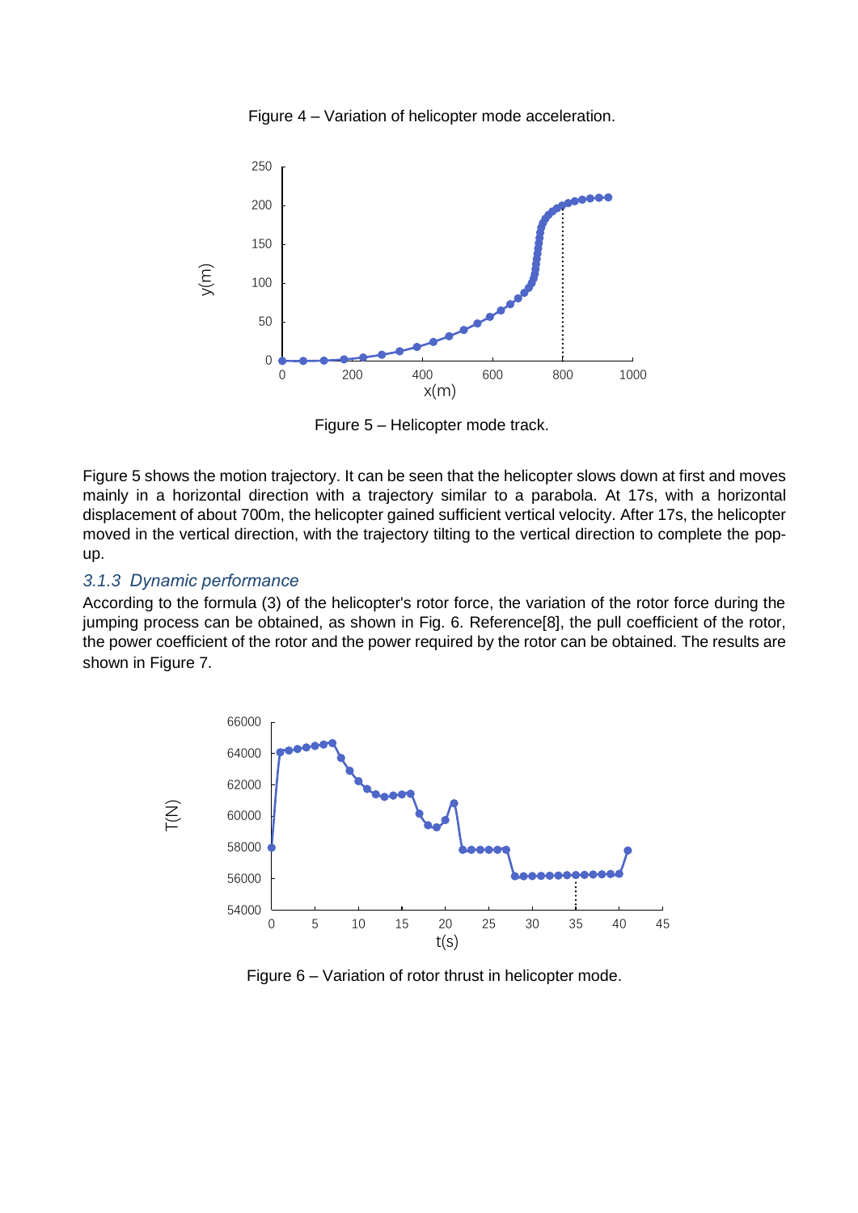Figure 4 – Variation of helicopter mode acceleration.

Figure 5 – Helicopter mode track.

Figure 5 shows the motion trajectory. It can be seen that the helicopter slows down at first and moves mainly in a horizontal direction with a trajectory similar to a parabola. At 17s, with a horizontal displacement of about 700m, the helicopter gained sufficient vertical velocity. After 17s, the helicopter moved in the vertical direction, with the trajectory tilting to the vertical direction to complete the pop-up.

### *3.1.3 Dynamic performance*

According to the formula (3) of the helicopter's rotor force, the variation of the rotor force during the jumping process can be obtained, as shown in Fig. 6. Reference[8], the pull coefficient of the rotor, the power coefficient of the rotor and the power required by the rotor can be obtained. The results are shown in Figure 7.

Figure 6 – Variation of rotor thrust in helicopter mode.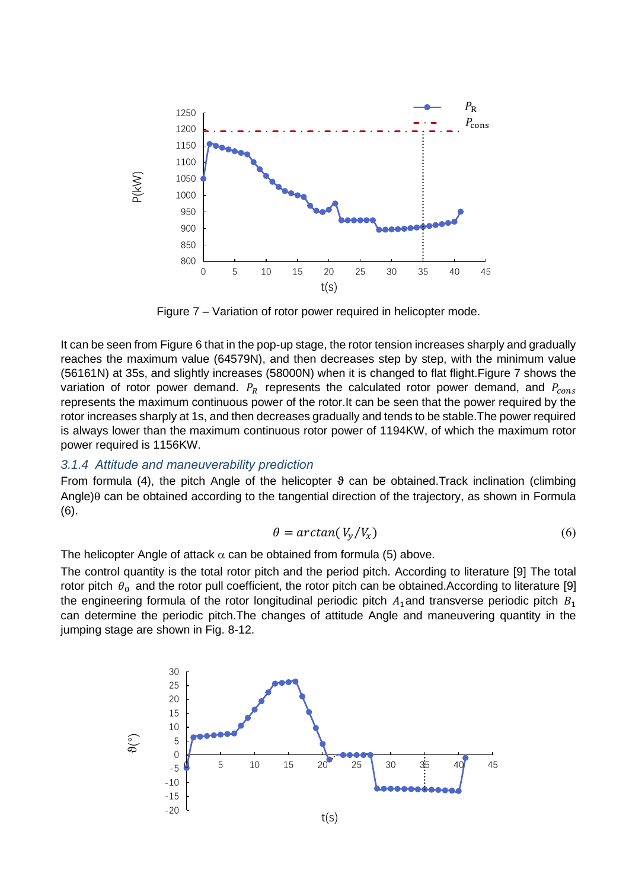Figure 7 – Variation of rotor power required in helicopter mode.

It can be seen from Figure 6 that in the pop-up stage, the rotor tension increases sharply and gradually reaches the maximum value (64579N), and then decreases step by step, with the minimum value (56161N) at 35s, and slightly increases (58000N) when it is changed to flat flight.Figure 7 shows the variation of rotor power demand. $P_R$ represents the calculated rotor power demand, and $P_{cons}$ represents the maximum continuous power of the rotor.It can be seen that the power required by the rotor increases sharply at 1s, and then decreases gradually and tends to be stable.The power required is always lower than the maximum continuous rotor power of 1194KW, of which the maximum rotor power required is 1156KW.

### *3.1.4 Attitude and maneuverability prediction*

From formula (4), the pitch Angle of the helicopter $\vartheta$ can be obtained.Track inclination (climbing Angle)$\theta$ can be obtained according to the tangential direction of the trajectory, as shown in Formula (6).

$$\theta = arctan(V_y/V_x) \tag{6}$$

The helicopter Angle of attack $\alpha$ can be obtained from formula (5) above.

The control quantity is the total rotor pitch and the period pitch. According to literature [9] The total rotor pitch $\theta_0$ and the rotor pull coefficient, the rotor pitch can be obtained.According to literature [9] the engineering formula of the rotor longitudinal periodic pitch $A_1$and transverse periodic pitch $B_1$ can determine the periodic pitch.The changes of attitude Angle and maneuvering quantity in the jumping stage are shown in Fig. 8-12.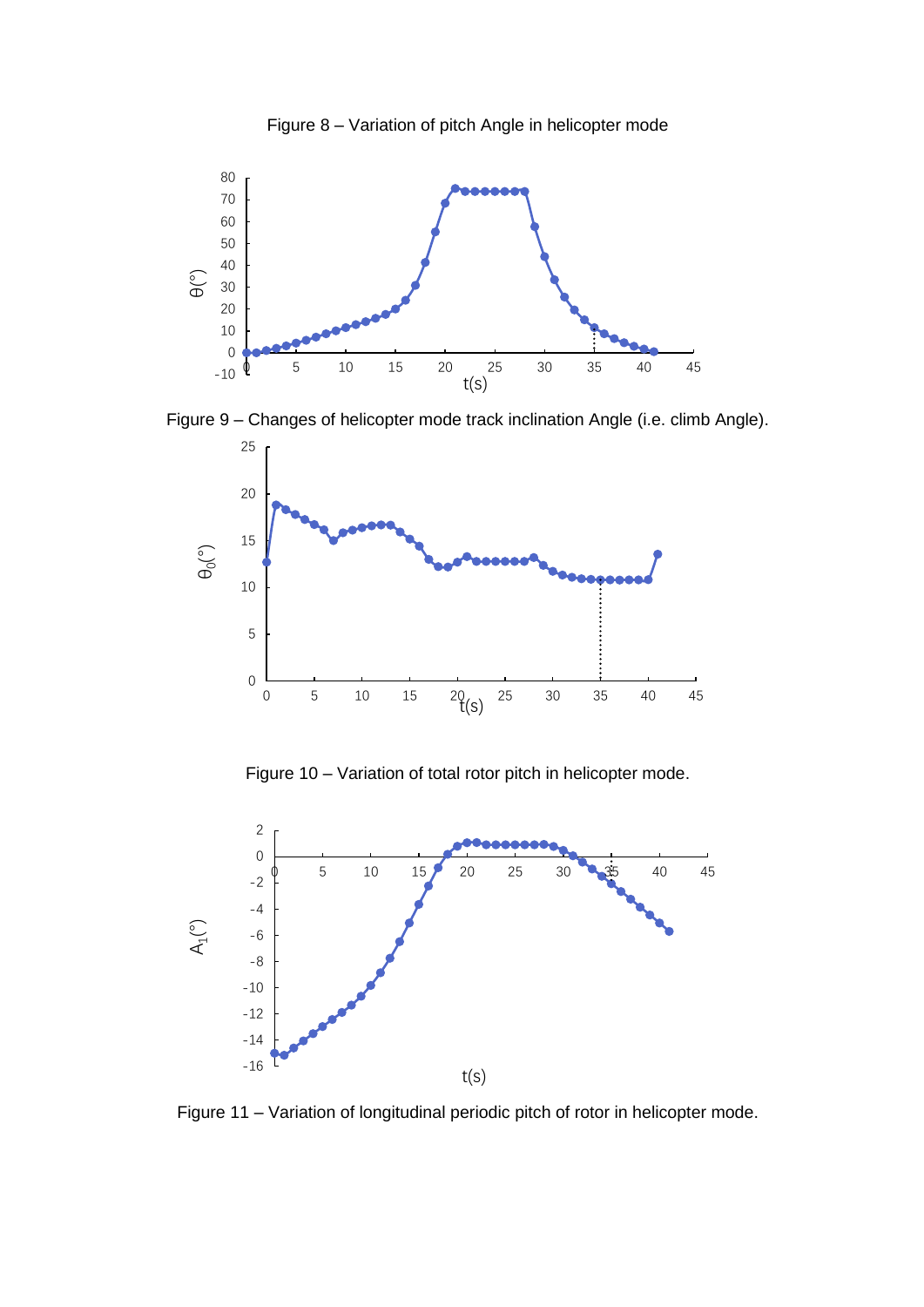Figure 8 – Variation of pitch Angle in helicopter mode

Figure 9 – Changes of helicopter mode track inclination Angle (i.e. climb Angle).

Figure 10 – Variation of total rotor pitch in helicopter mode.

Figure 11 – Variation of longitudinal periodic pitch of rotor in helicopter mode.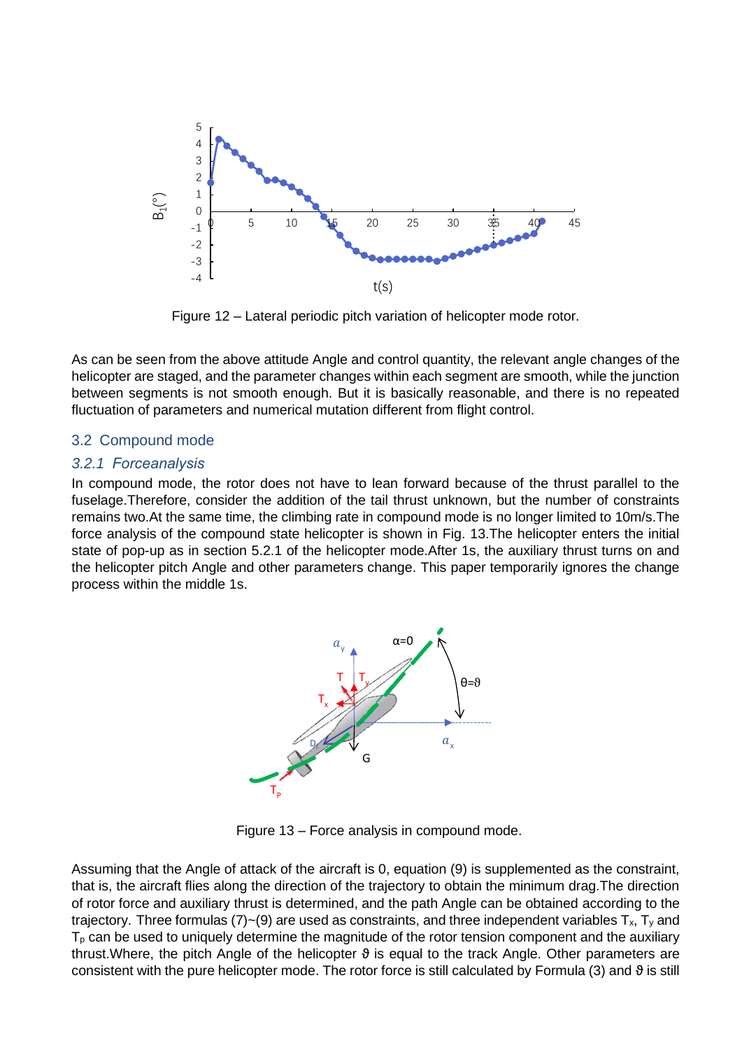Figure 12 – Lateral periodic pitch variation of helicopter mode rotor.

As can be seen from the above attitude Angle and control quantity, the relevant angle changes of the helicopter are staged, and the parameter changes within each segment are smooth, while the junction between segments is not smooth enough. But it is basically reasonable, and there is no repeated fluctuation of parameters and numerical mutation different from flight control.

## 3.2 Compound mode

### *3.2.1 Forceanalysis*

In compound mode, the rotor does not have to lean forward because of the thrust parallel to the fuselage.Therefore, consider the addition of the tail thrust unknown, but the number of constraints remains two.At the same time, the climbing rate in compound mode is no longer limited to 10m/s.The force analysis of the compound state helicopter is shown in Fig. 13.The helicopter enters the initial state of pop-up as in section 5.2.1 of the helicopter mode.After 1s, the auxiliary thrust turns on and the helicopter pitch Angle and other parameters change. This paper temporarily ignores the change process within the middle 1s.

Figure 13 – Force analysis in compound mode.

Assuming that the Angle of attack of the aircraft is 0, equation (9) is supplemented as the constraint, that is, the aircraft flies along the direction of the trajectory to obtain the minimum drag.The direction of rotor force and auxiliary thrust is determined, and the path Angle can be obtained according to the trajectory. Three formulas (7)~(9) are used as constraints, and three independent variables $T_x$, $T_y$ and $T_p$ can be used to uniquely determine the magnitude of the rotor tension component and the auxiliary thrust.Where, the pitch Angle of the helicopter $\vartheta$ is equal to the track Angle. Other parameters are consistent with the pure helicopter mode. The rotor force is still calculated by Formula (3) and $\vartheta$ is still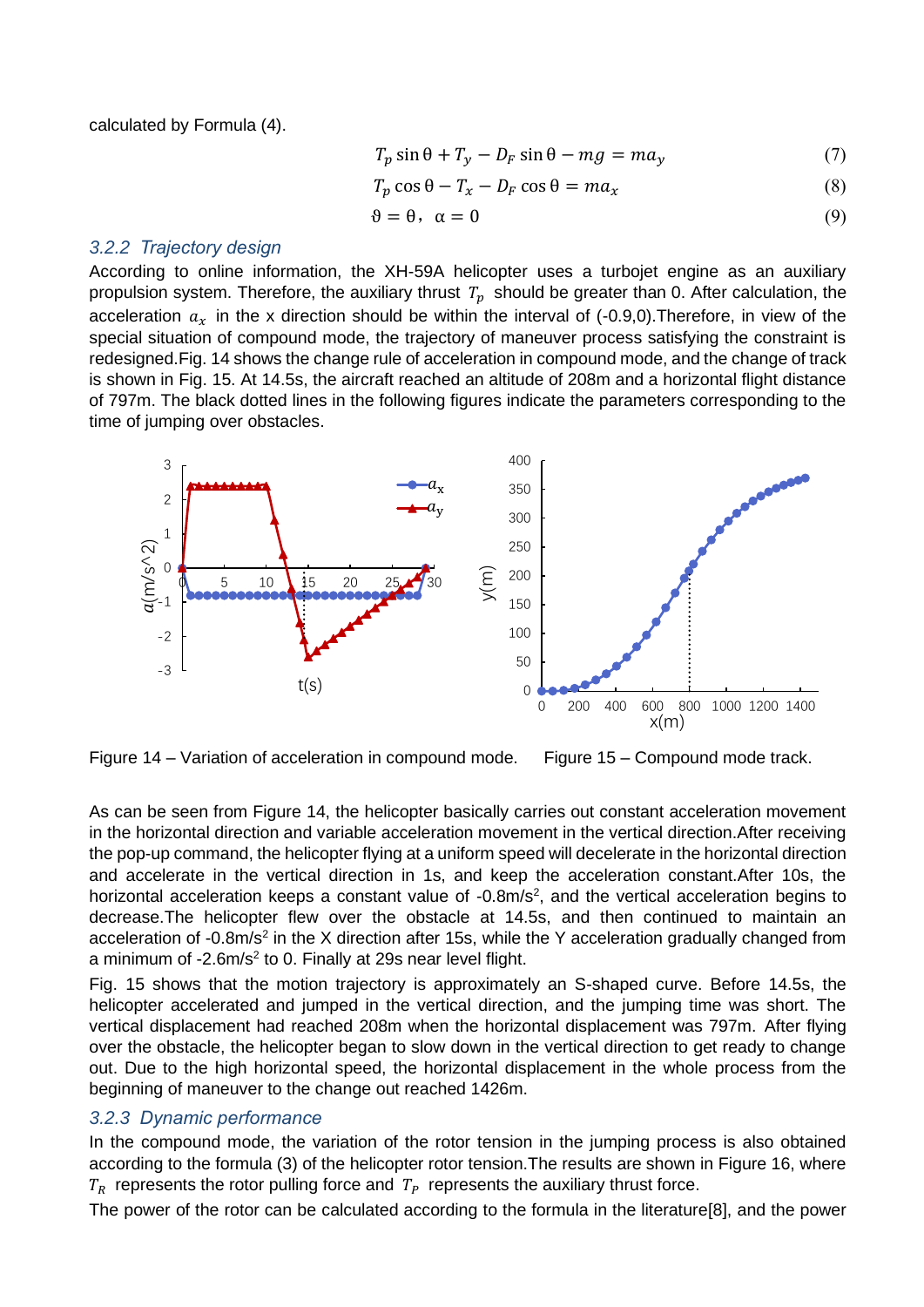calculated by Formula (4).

$$T_p \sin\theta + T_y - D_F \sin\theta - mg = ma_y \tag{7}$$

$$T_p \cos\theta - T_x - D_F \cos\theta = ma_x \tag{8}$$

$$\vartheta = \theta,\ \alpha = 0 \tag{9}$$

### *3.2.2 Trajectory design*

According to online information, the XH-59A helicopter uses a turbojet engine as an auxiliary propulsion system. Therefore, the auxiliary thrust $T_p$ should be greater than 0. After calculation, the acceleration $a_x$ in the x direction should be within the interval of (-0.9,0).Therefore, in view of the special situation of compound mode, the trajectory of maneuver process satisfying the constraint is redesigned.Fig. 14 shows the change rule of acceleration in compound mode, and the change of track is shown in Fig. 15. At 14.5s, the aircraft reached an altitude of 208m and a horizontal flight distance of 797m. The black dotted lines in the following figures indicate the parameters corresponding to the time of jumping over obstacles.

Figure 14 – Variation of acceleration in compound mode.

Figure 15 – Compound mode track.

As can be seen from Figure 14, the helicopter basically carries out constant acceleration movement in the horizontal direction and variable acceleration movement in the vertical direction.After receiving the pop-up command, the helicopter flying at a uniform speed will decelerate in the horizontal direction and accelerate in the vertical direction in 1s, and keep the acceleration constant.After 10s, the horizontal acceleration keeps a constant value of -0.8m/s$^2$, and the vertical acceleration begins to decrease.The helicopter flew over the obstacle at 14.5s, and then continued to maintain an acceleration of -0.8m/s$^2$ in the X direction after 15s, while the Y acceleration gradually changed from a minimum of -2.6m/s$^2$ to 0. Finally at 29s near level flight.

Fig. 15 shows that the motion trajectory is approximately an S-shaped curve. Before 14.5s, the helicopter accelerated and jumped in the vertical direction, and the jumping time was short. The vertical displacement had reached 208m when the horizontal displacement was 797m. After flying over the obstacle, the helicopter began to slow down in the vertical direction to get ready to change out. Due to the high horizontal speed, the horizontal displacement in the whole process from the beginning of maneuver to the change out reached 1426m.

### *3.2.3 Dynamic performance*

In the compound mode, the variation of the rotor tension in the jumping process is also obtained according to the formula (3) of the helicopter rotor tension.The results are shown in Figure 16, where $T_R$ represents the rotor pulling force and $T_P$ represents the auxiliary thrust force.

The power of the rotor can be calculated according to the formula in the literature[8], and the power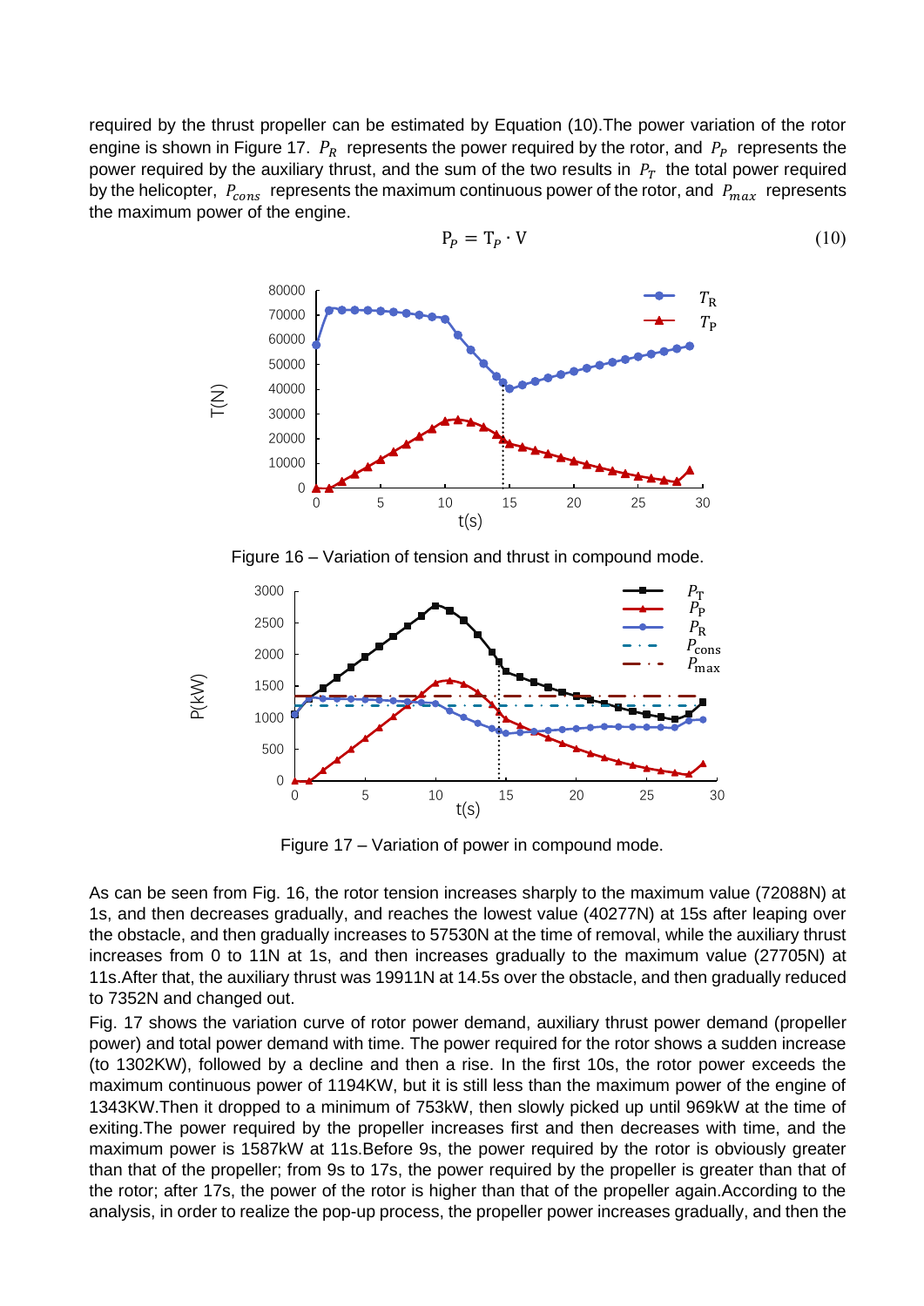required by the thrust propeller can be estimated by Equation (10).The power variation of the rotor engine is shown in Figure 17. $P_R$ represents the power required by the rotor, and $P_P$ represents the power required by the auxiliary thrust, and the sum of the two results in $P_T$ the total power required by the helicopter, $P_{cons}$ represents the maximum continuous power of the rotor, and $P_{max}$ represents the maximum power of the engine.

$$P_P = T_P \cdot V \tag{10}$$

Figure 16 – Variation of tension and thrust in compound mode.

Figure 17 – Variation of power in compound mode.

As can be seen from Fig. 16, the rotor tension increases sharply to the maximum value (72088N) at 1s, and then decreases gradually, and reaches the lowest value (40277N) at 15s after leaping over the obstacle, and then gradually increases to 57530N at the time of removal, while the auxiliary thrust increases from 0 to 11N at 1s, and then increases gradually to the maximum value (27705N) at 11s.After that, the auxiliary thrust was 19911N at 14.5s over the obstacle, and then gradually reduced to 7352N and changed out.

Fig. 17 shows the variation curve of rotor power demand, auxiliary thrust power demand (propeller power) and total power demand with time. The power required for the rotor shows a sudden increase (to 1302KW), followed by a decline and then a rise. In the first 10s, the rotor power exceeds the maximum continuous power of 1194KW, but it is still less than the maximum power of the engine of 1343KW.Then it dropped to a minimum of 753kW, then slowly picked up until 969kW at the time of exiting.The power required by the propeller increases first and then decreases with time, and the maximum power is 1587kW at 11s.Before 9s, the power required by the rotor is obviously greater than that of the propeller; from 9s to 17s, the power required by the propeller is greater than that of the rotor; after 17s, the power of the rotor is higher than that of the propeller again.According to the analysis, in order to realize the pop-up process, the propeller power increases gradually, and then the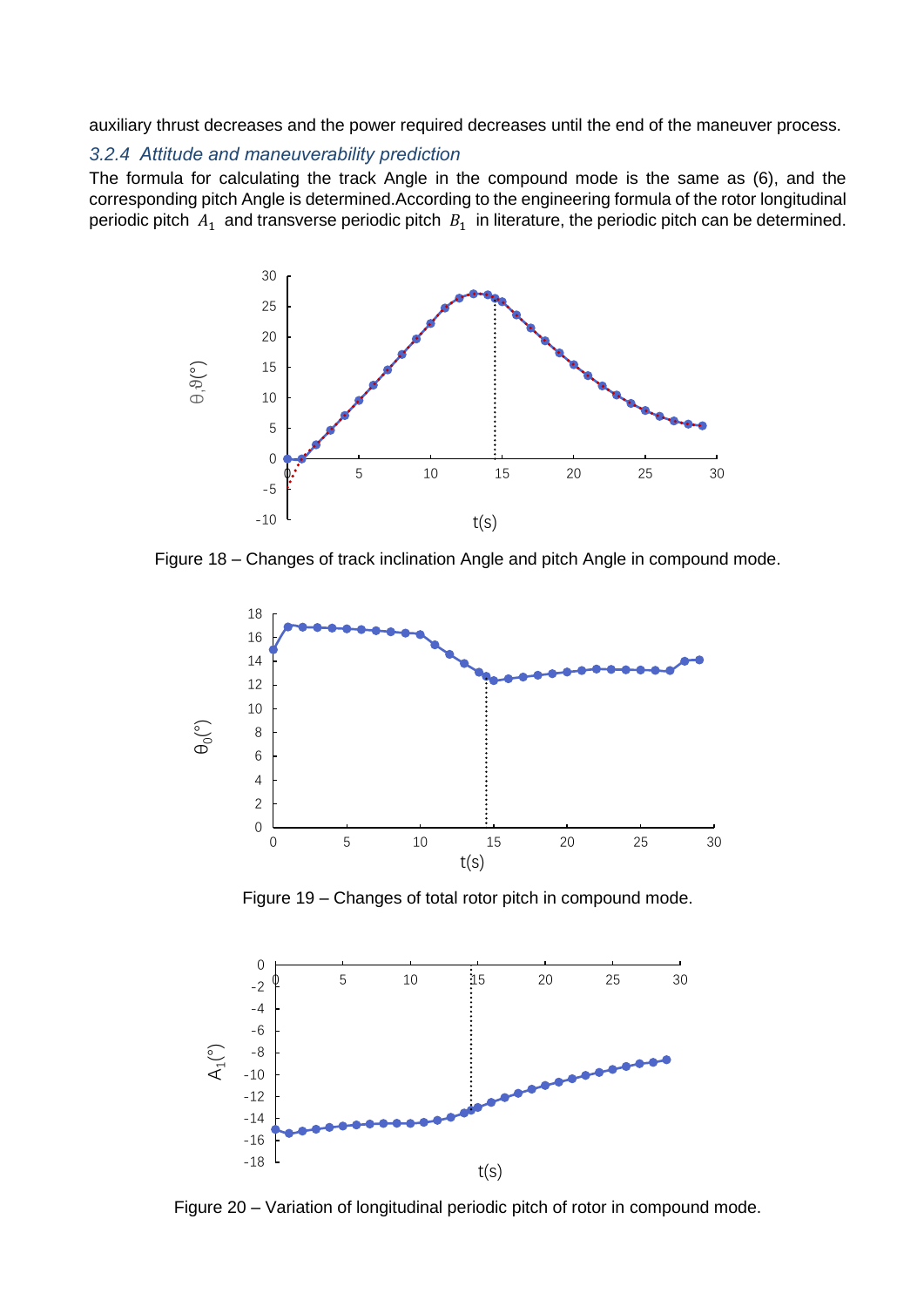auxiliary thrust decreases and the power required decreases until the end of the maneuver process.

### *3.2.4 Attitude and maneuverability prediction*

The formula for calculating the track Angle in the compound mode is the same as (6), and the corresponding pitch Angle is determined.According to the engineering formula of the rotor longitudinal periodic pitch $A_1$ and transverse periodic pitch $B_1$ in literature, the periodic pitch can be determined.

Figure 18 – Changes of track inclination Angle and pitch Angle in compound mode.

Figure 19 – Changes of total rotor pitch in compound mode.

Figure 20 – Variation of longitudinal periodic pitch of rotor in compound mode.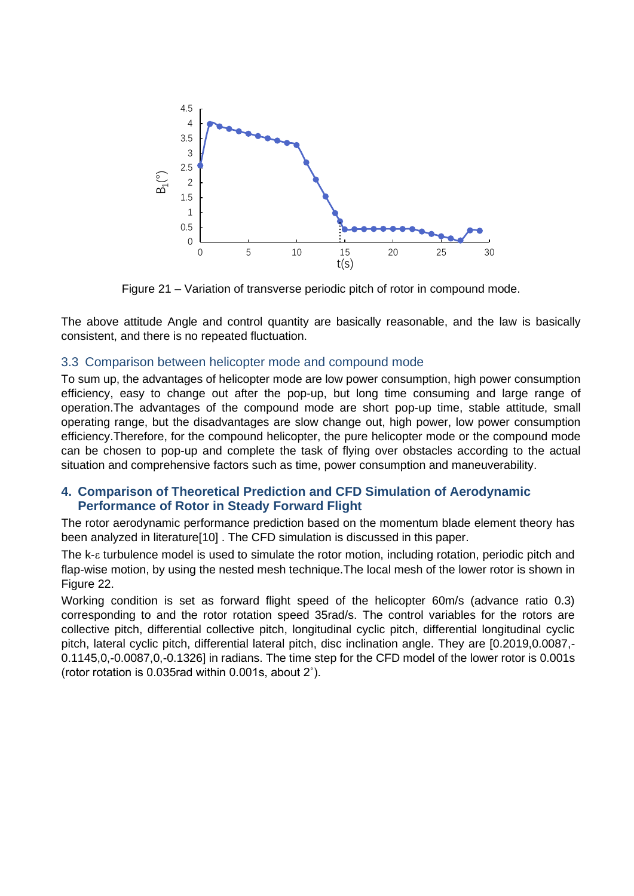Figure 21 – Variation of transverse periodic pitch of rotor in compound mode.

The above attitude Angle and control quantity are basically reasonable, and the law is basically consistent, and there is no repeated fluctuation.

### 3.3 Comparison between helicopter mode and compound mode

To sum up, the advantages of helicopter mode are low power consumption, high power consumption efficiency, easy to change out after the pop-up, but long time consuming and large range of operation.The advantages of the compound mode are short pop-up time, stable attitude, small operating range, but the disadvantages are slow change out, high power, low power consumption efficiency.Therefore, for the compound helicopter, the pure helicopter mode or the compound mode can be chosen to pop-up and complete the task of flying over obstacles according to the actual situation and comprehensive factors such as time, power consumption and maneuverability.

## 4. Comparison of Theoretical Prediction and CFD Simulation of Aerodynamic Performance of Rotor in Steady Forward Flight

The rotor aerodynamic performance prediction based on the momentum blade element theory has been analyzed in literature[10] . The CFD simulation is discussed in this paper.

The k-$\varepsilon$ turbulence model is used to simulate the rotor motion, including rotation, periodic pitch and flap-wise motion, by using the nested mesh technique.The local mesh of the lower rotor is shown in Figure 22.

Working condition is set as forward flight speed of the helicopter 60m/s (advance ratio 0.3) corresponding to and the rotor rotation speed 35rad/s. The control variables for the rotors are collective pitch, differential collective pitch, longitudinal cyclic pitch, differential longitudinal cyclic pitch, lateral cyclic pitch, differential lateral pitch, disc inclination angle. They are [0.2019,0.0087,-0.1145,0,-0.0087,0,-0.1326] in radians. The time step for the CFD model of the lower rotor is 0.001s (rotor rotation is 0.035rad within 0.001s, about 2$^{\circ}$).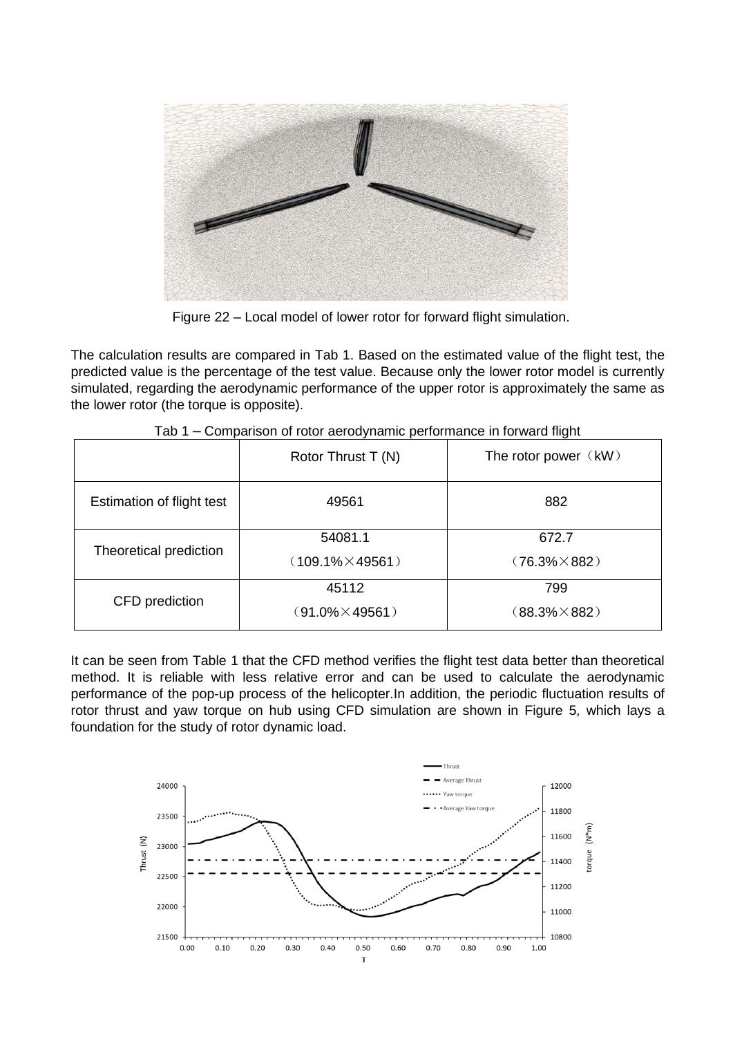Figure 22 – Local model of lower rotor for forward flight simulation.

The calculation results are compared in Tab 1. Based on the estimated value of the flight test, the predicted value is the percentage of the test value. Because only the lower rotor model is currently simulated, regarding the aerodynamic performance of the upper rotor is approximately the same as the lower rotor (the torque is opposite).

Tab 1 – Comparison of rotor aerodynamic performance in forward flight

| | Rotor Thrust T (N) | The rotor power（kW） |
|---|---|---|
| Estimation of flight test | 49561 | 882 |
| Theoretical prediction | 54081.1<br>（109.1%×49561） | 672.7<br>（76.3%×882） |
| CFD prediction | 45112<br>（91.0%×49561） | 799<br>（88.3%×882） |

It can be seen from Table 1 that the CFD method verifies the flight test data better than theoretical method. It is reliable with less relative error and can be used to calculate the aerodynamic performance of the pop-up process of the helicopter.In addition, the periodic fluctuation results of rotor thrust and yaw torque on hub using CFD simulation are shown in Figure 5, which lays a foundation for the study of rotor dynamic load.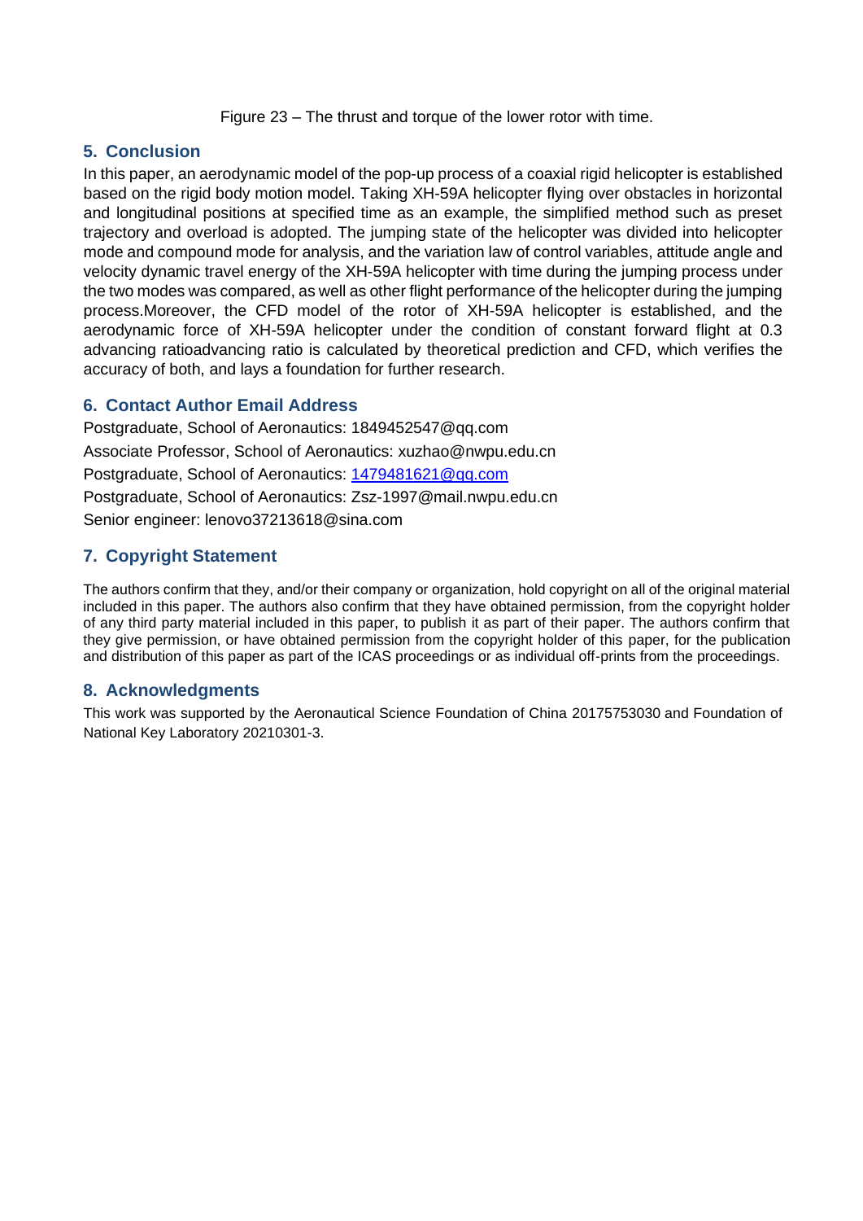Figure 23 – The thrust and torque of the lower rotor with time.

## 5. Conclusion

In this paper, an aerodynamic model of the pop-up process of a coaxial rigid helicopter is established based on the rigid body motion model. Taking XH-59A helicopter flying over obstacles in horizontal and longitudinal positions at specified time as an example, the simplified method such as preset trajectory and overload is adopted. The jumping state of the helicopter was divided into helicopter mode and compound mode for analysis, and the variation law of control variables, attitude angle and velocity dynamic travel energy of the XH-59A helicopter with time during the jumping process under the two modes was compared, as well as other flight performance of the helicopter during the jumping process.Moreover, the CFD model of the rotor of XH-59A helicopter is established, and the aerodynamic force of XH-59A helicopter under the condition of constant forward flight at 0.3 advancing ratioadvancing ratio is calculated by theoretical prediction and CFD, which verifies the accuracy of both, and lays a foundation for further research.

## 6. Contact Author Email Address

Postgraduate, School of Aeronautics: 1849452547@qq.com

Associate Professor, School of Aeronautics: xuzhao@nwpu.edu.cn

Postgraduate, School of Aeronautics: 1479481621@qq.com

Postgraduate, School of Aeronautics: Zsz-1997@mail.nwpu.edu.cn

Senior engineer: lenovo37213618@sina.com

## 7. Copyright Statement

The authors confirm that they, and/or their company or organization, hold copyright on all of the original material included in this paper. The authors also confirm that they have obtained permission, from the copyright holder of any third party material included in this paper, to publish it as part of their paper. The authors confirm that they give permission, or have obtained permission from the copyright holder of this paper, for the publication and distribution of this paper as part of the ICAS proceedings or as individual off-prints from the proceedings.

## 8. Acknowledgments

This work was supported by the Aeronautical Science Foundation of China 20175753030 and Foundation of National Key Laboratory 20210301-3.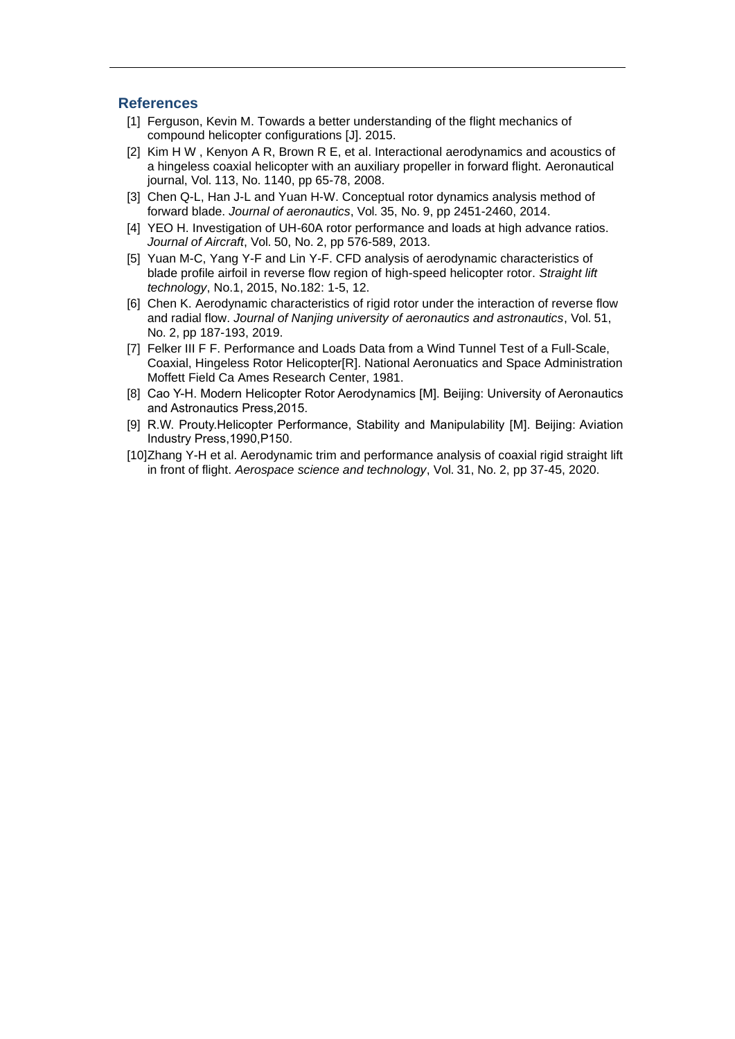## References

[1] Ferguson, Kevin M. Towards a better understanding of the flight mechanics of compound helicopter configurations [J]. 2015.

[2] Kim H W , Kenyon A R, Brown R E, et al. Interactional aerodynamics and acoustics of a hingeless coaxial helicopter with an auxiliary propeller in forward flight. Aeronautical journal, Vol. 113, No. 1140, pp 65-78, 2008.

[3] Chen Q-L, Han J-L and Yuan H-W. Conceptual rotor dynamics analysis method of forward blade. *Journal of aeronautics*, Vol. 35, No. 9, pp 2451-2460, 2014.

[4] YEO H. Investigation of UH-60A rotor performance and loads at high advance ratios. *Journal of Aircraft*, Vol. 50, No. 2, pp 576-589, 2013.

[5] Yuan M-C, Yang Y-F and Lin Y-F. CFD analysis of aerodynamic characteristics of blade profile airfoil in reverse flow region of high-speed helicopter rotor. *Straight lift technology*, No.1, 2015, No.182: 1-5, 12.

[6] Chen K. Aerodynamic characteristics of rigid rotor under the interaction of reverse flow and radial flow. *Journal of Nanjing university of aeronautics and astronautics*, Vol. 51, No. 2, pp 187-193, 2019.

[7] Felker III F F. Performance and Loads Data from a Wind Tunnel Test of a Full-Scale, Coaxial, Hingeless Rotor Helicopter[R]. National Aeronuatics and Space Administration Moffett Field Ca Ames Research Center, 1981.

[8] Cao Y-H. Modern Helicopter Rotor Aerodynamics [M]. Beijing: University of Aeronautics and Astronautics Press,2015.

[9] R.W. Prouty.Helicopter Performance, Stability and Manipulability [M]. Beijing: Aviation Industry Press,1990,P150.

[10]Zhang Y-H et al. Aerodynamic trim and performance analysis of coaxial rigid straight lift in front of flight. *Aerospace science and technology*, Vol. 31, No. 2, pp 37-45, 2020.